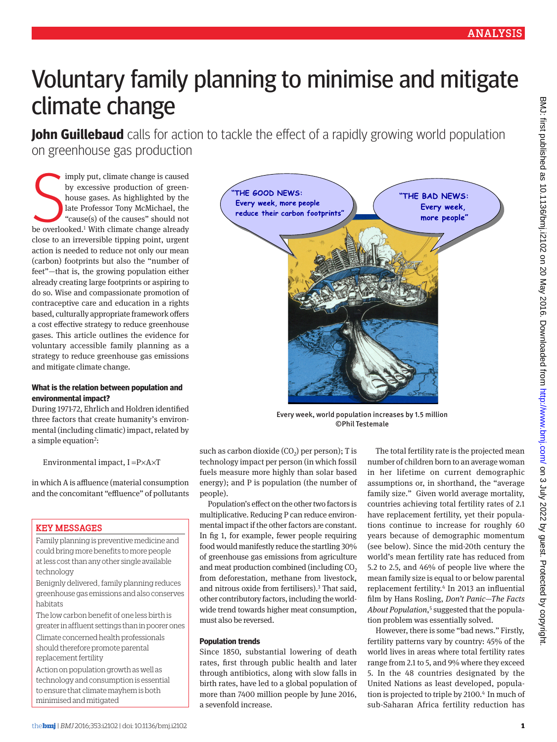ANALYSIS

# Voluntary family planning to minimise and mitigate climate change

**John Guillebaud** calls for action to tackle the effect of a rapidly growing world population on greenhouse gas production

Simply put, climate change is caused by excessive production of greenhouse gases. As highlighted by the late Professor Tony McMichael, the "cause(s) of the causes" should not be overlooked.[1] With climate change already close to an irreversible tipping point, urgent action is needed to reduce not only our mean (carbon) footprints but also the "number of feet"—that is, the growing population either already creating large footprints or aspiring to do so. Wise and compassionate promotion of contraceptive care and education in a rights based, culturally appropriate framework offers a cost effective strategy to reduce greenhouse gases. This article outlines the evidence for voluntary accessible family planning as a strategy to reduce greenhouse gas emissions and mitigate climate change.

### What is the relation between population and environmental impact?

During 1971-72, Ehrlich and Holdren identified three factors that create humanity's environmental (including climatic) impact, related by a simple equation[2]:

$$\text{Environmental impact, } I = P \times A \times T$$

in which A is affluence (material consumption and the concomitant "effluence" of pollutants such as carbon dioxide ($CO_2$) per person); T is technology impact per person (in which fossil fuels measure more highly than solar based energy); and P is population (the number of people).

Population's effect on the other two factors is multiplicative. Reducing P can reduce environmental impact if the other factors are constant. In fig 1, for example, fewer people requiring food would manifestly reduce the startling 30% of greenhouse gas emissions from agriculture and meat production combined (including $CO_2$ from deforestation, methane from livestock, and nitrous oxide from fertilisers).[3] That said, other contributory factors, including the worldwide trend towards higher meat consumption, must also be reversed.

### Population trends

Since 1850, substantial lowering of death rates, first through public health and later through antibiotics, along with slow falls in birth rates, have led to a global population of more than 7400 million people by June 2016, a sevenfold increase.

The total fertility rate is the projected mean number of children born to an average woman in her lifetime on current demographic assumptions or, in shorthand, the "average family size." Given world average mortality, countries achieving total fertility rates of 2.1 have replacement fertility, yet their populations continue to increase for roughly 60 years because of demographic momentum (see below). Since the mid-20th century the world's mean fertility rate has reduced from 5.2 to 2.5, and 46% of people live where the mean family size is equal to or below parental replacement fertility.[4] In 2013 an influential film by Hans Rosling, *Don't Panic—The Facts About Population*,[5] suggested that the population problem was essentially solved.

However, there is some "bad news." Firstly, fertility patterns vary by country: 45% of the world lives in areas where total fertility rates range from 2.1 to 5, and 9% where they exceed 5. In the 48 countries designated by the United Nations as least developed, population is projected to triple by 2100.[4] In much of sub-Saharan Africa fertility reduction has

"THE GOOD NEWS: Every week, more people reduce their carbon footprints" "THE BAD NEWS: Every week, more people"

Every week, world population increases by 1.5 million
©Phil Testemale

### KEY MESSAGES

- Family planning is preventive medicine and could bring more benefits to more people at less cost than any other single available technology
- Benignly delivered, family planning reduces greenhouse gas emissions and also conserves habitats
- The low carbon benefit of one less birth is greater in affluent settings than in poorer ones
- Climate concerned health professionals should therefore promote parental replacement fertility
- Action on population growth as well as technology and consumption is essential to ensure that climate mayhem is both minimised and mitigated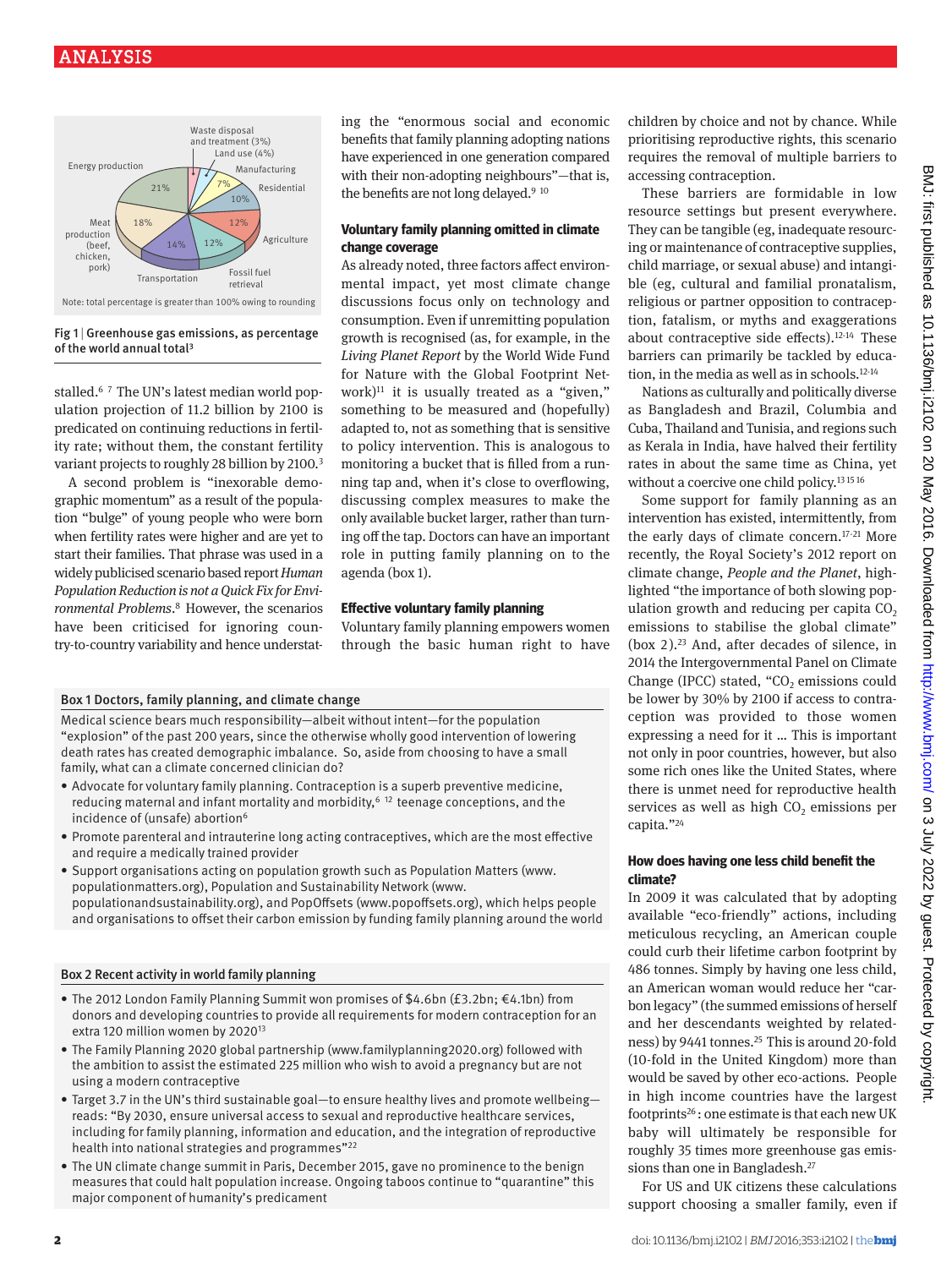Waste disposal and treatment (3%)
Land use (4%)
Manufacturing 7%
Residential 10%
Agriculture 12%
Fossil fuel retrieval 12%
Transportation 14%
Meat production (beef, chicken, pork) 18%
Energy production 21%

Note: total percentage is greater than 100% owing to rounding

Fig 1 | Greenhouse gas emissions, as percentage of the world annual total[3]

stalled.[6 7] The UN's latest median world population projection of 11.2 billion by 2100 is predicated on continuing reductions in fertility rate; without them, the constant fertility variant projects to roughly 28 billion by 2100.[3]

A second problem is "inexorable demographic momentum" as a result of the population "bulge" of young people who were born when fertility rates were higher and are yet to start their families. That phrase was used in a widely publicised scenario based report *Human Population Reduction is not a Quick Fix for Environmental Problems*.[8] However, the scenarios have been criticised for ignoring country-to-country variability and hence understating the "enormous social and economic benefits that family planning adopting nations have experienced in one generation compared with their non-adopting neighbours"—that is, the benefits are not long delayed.[9 10]

### Voluntary family planning omitted in climate change coverage

As already noted, three factors affect environmental impact, yet most climate change discussions focus only on technology and consumption. Even if unremitting population growth is recognised (as, for example, in the *Living Planet Report* by the World Wide Fund for Nature with the Global Footprint Network)[11] it is usually treated as a "given," something to be measured and (hopefully) adapted to, not as something that is sensitive to policy intervention. This is analogous to monitoring a bucket that is filled from a running tap and, when it's close to overflowing, discussing complex measures to make the only available bucket larger, rather than turning off the tap. Doctors can have an important role in putting family planning on to the agenda (box 1).

### Effective voluntary family planning

Voluntary family planning empowers women through the basic human right to have children by choice and not by chance. While prioritising reproductive rights, this scenario requires the removal of multiple barriers to accessing contraception.

These barriers are formidable in low resource settings but present everywhere. They can be tangible (eg, inadequate resourcing or maintenance of contraceptive supplies, child marriage, or sexual abuse) and intangible (eg, cultural and familial pronatalism, religious or partner opposition to contraception, fatalism, or myths and exaggerations about contraceptive side effects).[12-14] These barriers can primarily be tackled by education, in the media as well as in schools.[12-14]

Nations as culturally and politically diverse as Bangladesh and Brazil, Columbia and Cuba, Thailand and Tunisia, and regions such as Kerala in India, have halved their fertility rates in about the same time as China, yet without a coercive one child policy.[13 15 16]

Some support for family planning as an intervention has existed, intermittently, from the early days of climate concern.[17-21] More recently, the Royal Society's 2012 report on climate change, *People and the Planet*, highlighted "the importance of both slowing population growth and reducing per capita $CO_2$ emissions to stabilise the global climate" (box 2).[23] And, after decades of silence, in 2014 the Intergovernmental Panel on Climate Change (IPCC) stated, "$CO_2$ emissions could be lower by 30% by 2100 if access to contraception was provided to those women expressing a need for it ... This is important not only in poor countries, however, but also some rich ones like the United States, where there is unmet need for reproductive health services as well as high $CO_2$ emissions per capita."[24]

### How does having one less child benefit the climate?

In 2009 it was calculated that by adopting available "eco-friendly" actions, including meticulous recycling, an American couple could curb their lifetime carbon footprint by 486 tonnes. Simply by having one less child, an American woman would reduce her "carbon legacy" (the summed emissions of herself and her descendants weighted by relatedness) by 9441 tonnes.[25] This is around 20-fold (10-fold in the United Kingdom) more than would be saved by other eco-actions. People in high income countries have the largest footprints[26]: one estimate is that each new UK baby will ultimately be responsible for roughly 35 times more greenhouse gas emissions than one in Bangladesh.[27]

For US and UK citizens these calculations support choosing a smaller family, even if

**Box 1 Doctors, family planning, and climate change**

Medical science bears much responsibility—albeit without intent—for the population "explosion" of the past 200 years, since the otherwise wholly good intervention of lowering death rates has created demographic imbalance. So, aside from choosing to have a small family, what can a climate concerned clinician do?

- Advocate for voluntary family planning. Contraception is a superb preventive medicine, reducing maternal and infant mortality and morbidity,[6 12] teenage conceptions, and the incidence of (unsafe) abortion[6]
- Promote parenteral and intrauterine long acting contraceptives, which are the most effective and require a medically trained provider
- Support organisations acting on population growth such as Population Matters (www.populationmatters.org), Population and Sustainability Network (www.populationandsustainability.org), and PopOffsets (www.popoffsets.org), which helps people and organisations to offset their carbon emission by funding family planning around the world

**Box 2 Recent activity in world family planning**

- The 2012 London Family Planning Summit won promises of $4.6bn (£3.2bn; €4.1bn) from donors and developing countries to provide all requirements for modern contraception for an extra 120 million women by 2020[13]
- The Family Planning 2020 global partnership (www.familyplanning2020.org) followed with the ambition to assist the estimated 225 million who wish to avoid a pregnancy but are not using a modern contraceptive
- Target 3.7 in the UN's third sustainable goal—to ensure healthy lives and promote wellbeing—reads: "By 2030, ensure universal access to sexual and reproductive healthcare services, including for family planning, information and education, and the integration of reproductive health into national strategies and programmes"[22]
- The UN climate change summit in Paris, December 2015, gave no prominence to the benign measures that could halt population increase. Ongoing taboos continue to "quarantine" this major component of humanity's predicament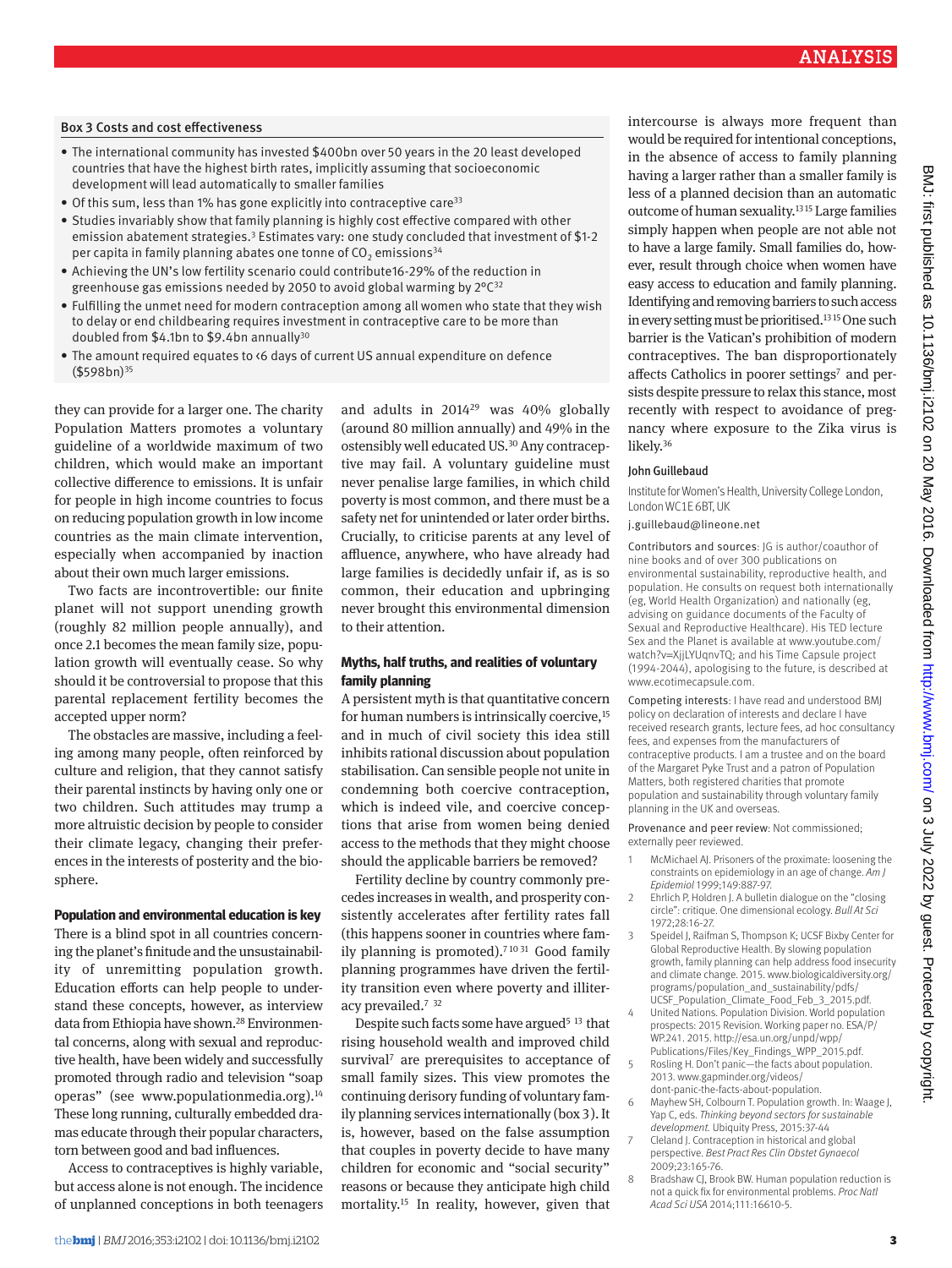### Box 3 Costs and cost effectiveness

- The international community has invested $400bn over 50 years in the 20 least developed countries that have the highest birth rates, implicitly assuming that socioeconomic development will lead automatically to smaller families
- Of this sum, less than 1% has gone explicitly into contraceptive care[33]
- Studies invariably show that family planning is highly cost effective compared with other emission abatement strategies.[3] Estimates vary: one study concluded that investment of $1-2 per capita in family planning abates one tonne of $CO_2$ emissions[34]
- Achieving the UN's low fertility scenario could contribute16-29% of the reduction in greenhouse gas emissions needed by 2050 to avoid global warming by 2°C[32]
- Fulfilling the unmet need for modern contraception among all women who state that they wish to delay or end childbearing requires investment in contraceptive care to be more than doubled from $4.1bn to $9.4bn annually[30]
- The amount required equates to <6 days of current US annual expenditure on defence ($598bn)[35]

they can provide for a larger one. The charity Population Matters promotes a voluntary guideline of a worldwide maximum of two children, which would make an important collective difference to emissions. It is unfair for people in high income countries to focus on reducing population growth in low income countries as the main climate intervention, especially when accompanied by inaction about their own much larger emissions.

Two facts are incontrovertible: our finite planet will not support unending growth (roughly 82 million people annually), and once 2.1 becomes the mean family size, population growth will eventually cease. So why should it be controversial to propose that this parental replacement fertility becomes the accepted upper norm?

The obstacles are massive, including a feeling among many people, often reinforced by culture and religion, that they cannot satisfy their parental instincts by having only one or two children. Such attitudes may trump a more altruistic decision by people to consider their climate legacy, changing their preferences in the interests of posterity and the biosphere.

### Population and environmental education is key

There is a blind spot in all countries concerning the planet's finitude and the unsustainability of unremitting population growth. Education efforts can help people to understand these concepts, however, as interview data from Ethiopia have shown.[28] Environmental concerns, along with sexual and reproductive health, have been widely and successfully promoted through radio and television "soap operas" (see www.populationmedia.org).[14] These long running, culturally embedded dramas educate through their popular characters, torn between good and bad influences.

Access to contraceptives is highly variable, but access alone is not enough. The incidence of unplanned conceptions in both teenagers and adults in 2014[29] was 40% globally (around 80 million annually) and 49% in the ostensibly well educated US.[30] Any contraceptive may fail. A voluntary guideline must never penalise large families, in which child poverty is most common, and there must be a safety net for unintended or later order births. Crucially, to criticise parents at any level of affluence, anywhere, who have already had large families is decidedly unfair if, as is so common, their education and upbringing never brought this environmental dimension to their attention.

### Myths, half truths, and realities of voluntary family planning

A persistent myth is that quantitative concern for human numbers is intrinsically coercive,[15] and in much of civil society this idea still inhibits rational discussion about population stabilisation. Can sensible people not unite in condemning both coercive contraception, which is indeed vile, and coercive conceptions that arise from women being denied access to the methods that they might choose should the applicable barriers be removed?

Fertility decline by country commonly precedes increases in wealth, and prosperity consistently accelerates after fertility rates fall (this happens sooner in countries where family planning is promoted).[7,10,31] Good family planning programmes have driven the fertility transition even where poverty and illiteracy prevailed.[7,32]

Despite such facts some have argued[5,13] that rising household wealth and improved child survival[7] are prerequisites to acceptance of small family sizes. This view promotes the continuing derisory funding of voluntary family planning services internationally (box 3). It is, however, based on the false assumption that couples in poverty decide to have many children for economic and "social security" reasons or because they anticipate high child mortality.[15] In reality, however, given that intercourse is always more frequent than would be required for intentional conceptions, in the absence of access to family planning having a larger rather than a smaller family is less of a planned decision than an automatic outcome of human sexuality.[13,15] Large families simply happen when people are not able not to have a large family. Small families do, however, result through choice when women have easy access to education and family planning. Identifying and removing barriers to such access in every setting must be prioritised.[13,15] One such barrier is the Vatican's prohibition of modern contraceptives. The ban disproportionately affects Catholics in poorer settings[7] and persists despite pressure to relax this stance, most recently with respect to avoidance of pregnancy where exposure to the Zika virus is likely.[36]

John Guillebaud

Institute for Women's Health, University College London, London WC1E 6BT, UK

j.guillebaud@lineone.net

Contributors and sources: JG is author/coauthor of nine books and of over 300 publications on environmental sustainability, reproductive health, and population. He consults on request both internationally (eg, World Health Organization) and nationally (eg, advising on guidance documents of the Faculty of Sexual and Reproductive Healthcare). His TED lecture Sex and the Planet is available at www.youtube.com/watch?v=XjjLYUqnvTQ; and his Time Capsule project (1994-2044), apologising to the future, is described at www.ecotimecapsule.com.

Competing interests: I have read and understood BMJ policy on declaration of interests and declare I have received research grants, lecture fees, ad hoc consultancy fees, and expenses from the manufacturers of contraceptive products. I am a trustee and on the board of the Margaret Pyke Trust and a patron of Population Matters, both registered charities that promote population and sustainability through voluntary family planning in the UK and overseas.

Provenance and peer review: Not commissioned; externally peer reviewed.

1. McMichael AJ. Prisoners of the proximate: loosening the constraints on epidemiology in an age of change. *Am J Epidemiol* 1999;149:887-97.
2. Ehrlich P, Holdren J. A bulletin dialogue on the "closing circle": critique. One dimensional ecology. *Bull At Sci* 1972;28:16-27.
3. Speidel J, Raifman S, Thompson K; UCSF Bixby Center for Global Reproductive Health. By slowing population growth, family planning can help address food insecurity and climate change. 2015. www.biologicaldiversity.org/programs/population_and_sustainability/pdfs/UCSF_Population_Climate_Food_Feb_3_2015.pdf.
4. United Nations. Population Division. World population prospects: 2015 Revision. Working paper no. ESA/P/WP.241. 2015. http://esa.un.org/unpd/wpp/Publications/Files/Key_Findings_WPP_2015.pdf.
5. Rosling H. Don't panic—the facts about population. 2013. www.gapminder.org/videos/dont-panic-the-facts-about-population.
6. Mayhew SH, Colbourn T. Population growth. In: Waage J, Yap C, eds. *Thinking beyond sectors for sustainable development.* Ubiquity Press, 2015:37-44
7. Cleland J. Contraception in historical and global perspective. *Best Pract Res Clin Obstet Gynaecol* 2009;23:165-76.
8. Bradshaw CJ, Brook BW. Human population reduction is not a quick fix for environmental problems. *Proc Natl Acad Sci USA* 2014;111:16610-5.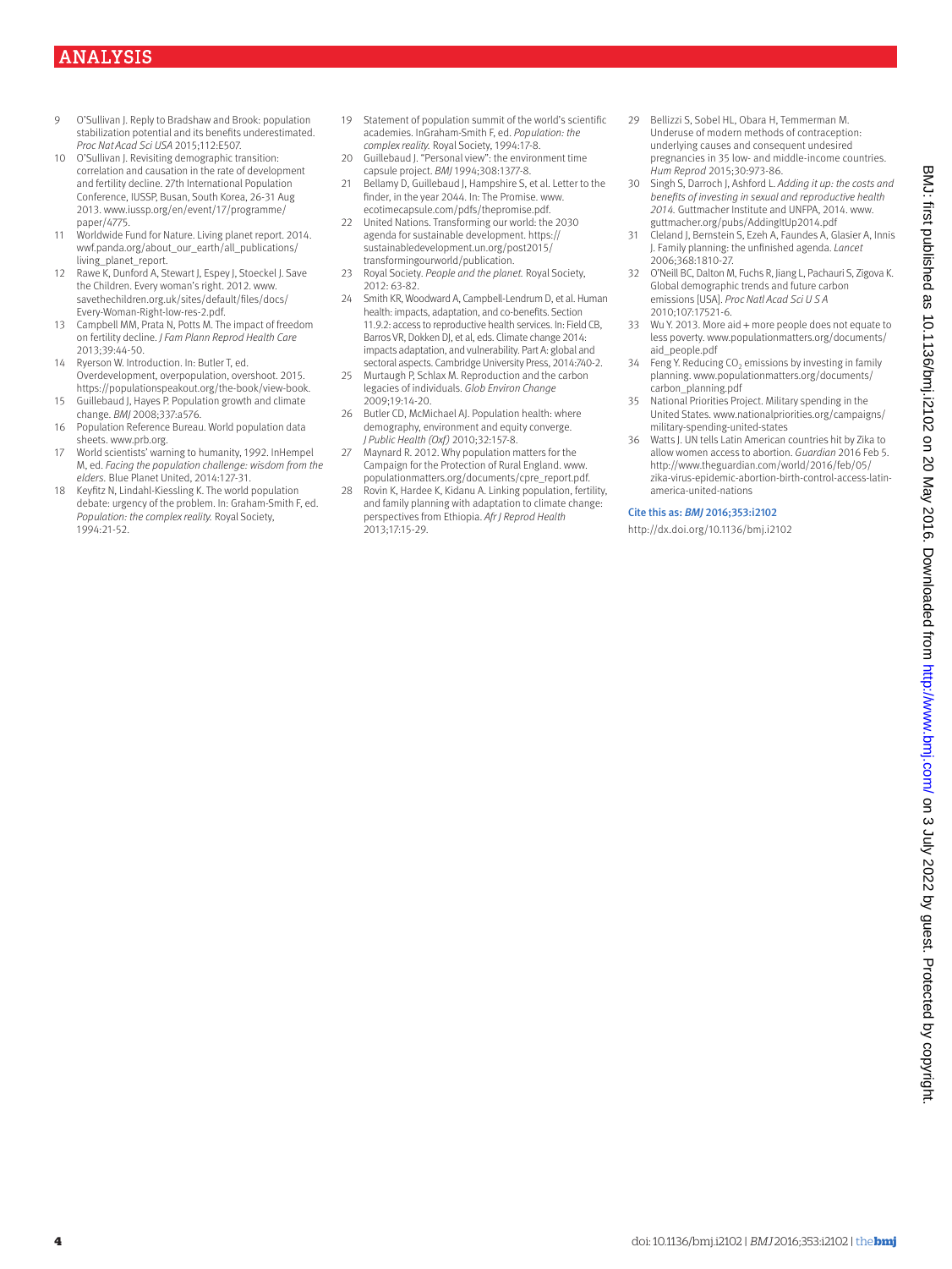9 O'Sullivan J. Reply to Bradshaw and Brook: population stabilization potential and its benefits underestimated. *Proc Nat Acad Sci USA* 2015;112:E507.

10 O'Sullivan J. Revisiting demographic transition: correlation and causation in the rate of development and fertility decline. 27th International Population Conference, IUSSP, Busan, South Korea, 26-31 Aug 2013. www.iussp.org/en/event/17/programme/paper/4775.

11 Worldwide Fund for Nature. Living planet report. 2014. wwf.panda.org/about_our_earth/all_publications/living_planet_report.

12 Rawe K, Dunford A, Stewart J, Espey J, Stoeckel J. Save the Children. Every woman's right. 2012. www.savethechildren.org.uk/sites/default/files/docs/Every-Woman-Right-low-res-2.pdf.

13 Campbell MM, Prata N, Potts M. The impact of freedom on fertility decline. *J Fam Plann Reprod Health Care* 2013;39:44-50.

14 Ryerson W. Introduction. In: Butler T, ed. Overdevelopment, overpopulation, overshoot. 2015. https://populationspeakout.org/the-book/view-book.

15 Guillebaud J, Hayes P. Population growth and climate change. *BMJ* 2008;337:a576.

16 Population Reference Bureau. World population data sheets. www.prb.org.

17 World scientists' warning to humanity, 1992. InHempel M, ed. *Facing the population challenge: wisdom from the elders.* Blue Planet United, 2014:127-31.

18 Keyfitz N, Lindahl-Kiessling K. The world population debate: urgency of the problem. In: Graham-Smith F, ed. *Population: the complex reality.* Royal Society, 1994:21-52.

19 Statement of population summit of the world's scientific academies. InGraham-Smith F, ed. *Population: the complex reality.* Royal Society, 1994:17-8.

20 Guillebaud J. "Personal view": the environment time capsule project. *BMJ* 1994;308:1377-8.

21 Bellamy D, Guillebaud J, Hampshire S, et al. Letter to the finder, in the year 2044. In: The Promise. www.ecotimecapsule.com/pdfs/thepromise.pdf.

22 United Nations. Transforming our world: the 2030 agenda for sustainable development. https://sustainabledevelopment.un.org/post2015/transformingourworld/publication.

23 Royal Society. *People and the planet.* Royal Society, 2012: 63-82.

24 Smith KR, Woodward A, Campbell-Lendrum D, et al. Human health: impacts, adaptation, and co-benefits. Section 11.9.2: access to reproductive health services. In: Field CB, Barros VR, Dokken DJ, et al, eds. Climate change 2014: impacts adaptation, and vulnerability. Part A: global and sectoral aspects. Cambridge University Press, 2014:740-2.

25 Murtaugh P, Schlax M. Reproduction and the carbon legacies of individuals. *Glob Environ Change* 2009;19:14-20.

26 Butler CD, McMichael AJ. Population health: where demography, environment and equity converge. *J Public Health (Oxf)* 2010;32:157-8.

27 Maynard R. 2012. Why population matters for the Campaign for the Protection of Rural England. www.populationmatters.org/documents/cpre_report.pdf.

28 Rovin K, Hardee K, Kidanu A. Linking population, fertility, and family planning with adaptation to climate change: perspectives from Ethiopia. *Afr J Reprod Health* 2013;17:15-29.

29 Bellizzi S, Sobel HL, Obara H, Temmerman M. Underuse of modern methods of contraception: underlying causes and consequent undesired pregnancies in 35 low- and middle-income countries. *Hum Reprod* 2015;30:973-86.

30 Singh S, Darroch J, Ashford L. *Adding it up: the costs and benefits of investing in sexual and reproductive health 2014.* Guttmacher Institute and UNFPA, 2014. www.guttmacher.org/pubs/AddingItUp2014.pdf

31 Cleland J, Bernstein S, Ezeh A, Faundes A, Glasier A, Innis J. Family planning: the unfinished agenda. *Lancet* 2006;368:1810-27.

32 O'Neill BC, Dalton M, Fuchs R, Jiang L, Pachauri S, Zigova K. Global demographic trends and future carbon emissions [USA]. *Proc Natl Acad Sci U S A* 2010;107:17521-6.

33 Wu Y. 2013. More aid + more people does not equate to less poverty. www.populationmatters.org/documents/aid_people.pdf

34 Feng Y. Reducing $CO_2$ emissions by investing in family planning. www.populationmatters.org/documents/carbon_planning.pdf

35 National Priorities Project. Military spending in the United States. www.nationalpriorities.org/campaigns/military-spending-united-states

36 Watts J. UN tells Latin American countries hit by Zika to allow women access to abortion. *Guardian* 2016 Feb 5. http://www.theguardian.com/world/2016/feb/05/zika-virus-epidemic-abortion-birth-control-access-latin-america-united-nations

Cite this as: *BMJ* 2016;353:i2102

http://dx.doi.org/10.1136/bmj.i2102